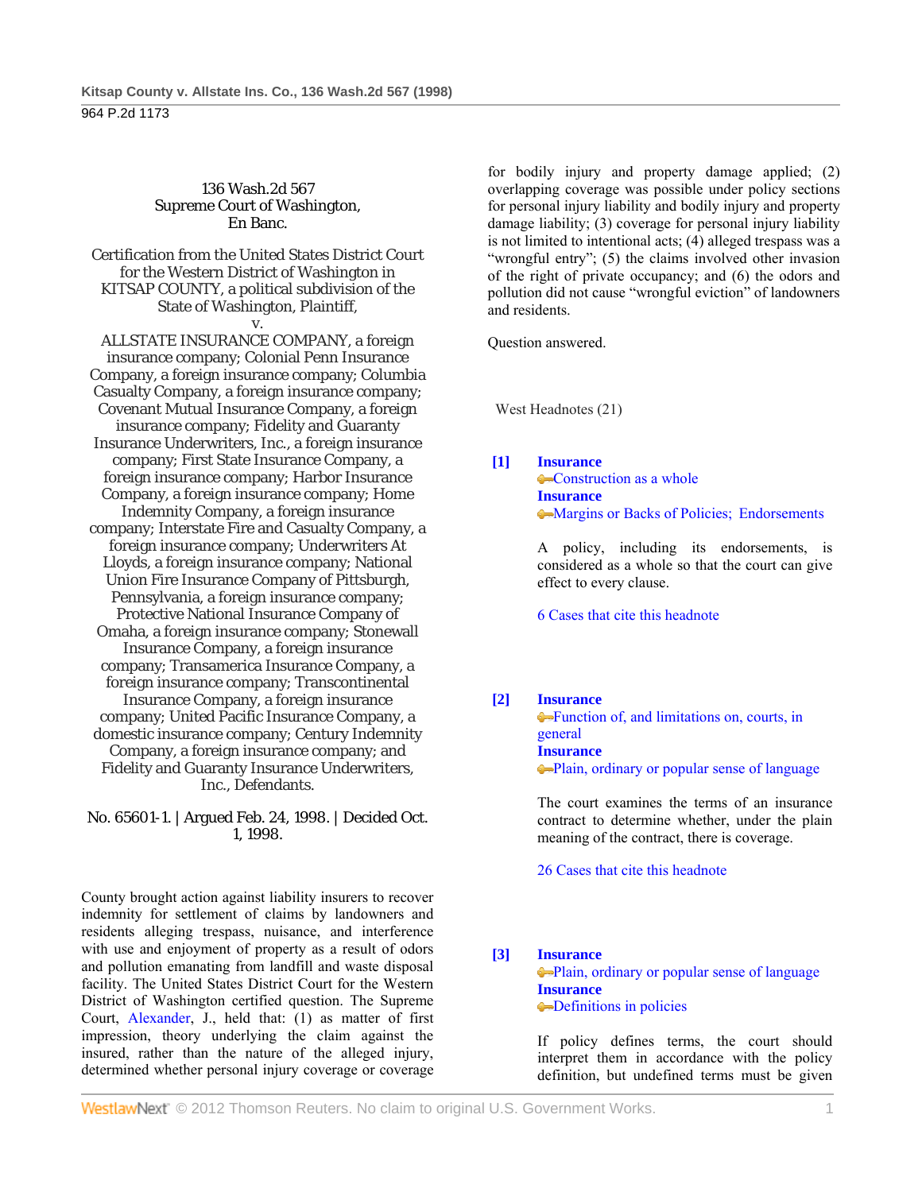136 Wash.2d 567
Supreme Court of Washington,
En Banc.

Certification from the United States District Court for the Western District of Washington in KITSAP COUNTY, a political subdivision of the State of Washington, Plaintiff,
v.
ALLSTATE INSURANCE COMPANY, a foreign insurance company; Colonial Penn Insurance Company, a foreign insurance company; Columbia Casualty Company, a foreign insurance company; Covenant Mutual Insurance Company, a foreign insurance company; Fidelity and Guaranty Insurance Underwriters, Inc., a foreign insurance company; First State Insurance Company, a foreign insurance company; Harbor Insurance Company, a foreign insurance company; Home Indemnity Company, a foreign insurance company; Interstate Fire and Casualty Company, a foreign insurance company; Underwriters At Lloyds, a foreign insurance company; National Union Fire Insurance Company of Pittsburgh, Pennsylvania, a foreign insurance company; Protective National Insurance Company of Omaha, a foreign insurance company; Stonewall Insurance Company, a foreign insurance company; Transamerica Insurance Company, a foreign insurance company; Transcontinental Insurance Company, a foreign insurance company; United Pacific Insurance Company, a domestic insurance company; Century Indemnity Company, a foreign insurance company; and Fidelity and Guaranty Insurance Underwriters, Inc., Defendants.

No. 65601-1. | Argued Feb. 24, 1998. | Decided Oct. 1, 1998.

County brought action against liability insurers to recover indemnity for settlement of claims by landowners and residents alleging trespass, nuisance, and interference with use and enjoyment of property as a result of odors and pollution emanating from landfill and waste disposal facility. The United States District Court for the Western District of Washington certified question. The Supreme Court, Alexander, J., held that: (1) as matter of first impression, theory underlying the claim against the insured, rather than the nature of the alleged injury, determined whether personal injury coverage or coverage for bodily injury and property damage applied; (2) overlapping coverage was possible under policy sections for personal injury liability and bodily injury and property damage liability; (3) coverage for personal injury liability is not limited to intentional acts; (4) alleged trespass was a "wrongful entry"; (5) the claims involved other invasion of the right of private occupancy; and (6) the odors and pollution did not cause "wrongful eviction" of landowners and residents.

Question answered.

West Headnotes (21)

**[1]** **Insurance**
Construction as a whole
**Insurance**
Margins or Backs of Policies; Endorsements

A policy, including its endorsements, is considered as a whole so that the court can give effect to every clause.

6 Cases that cite this headnote

**[2]** **Insurance**
Function of, and limitations on, courts, in general
**Insurance**
Plain, ordinary or popular sense of language

The court examines the terms of an insurance contract to determine whether, under the plain meaning of the contract, there is coverage.

26 Cases that cite this headnote

**[3]** **Insurance**
Plain, ordinary or popular sense of language
**Insurance**
Definitions in policies

If policy defines terms, the court should interpret them in accordance with the policy definition, but undefined terms must be given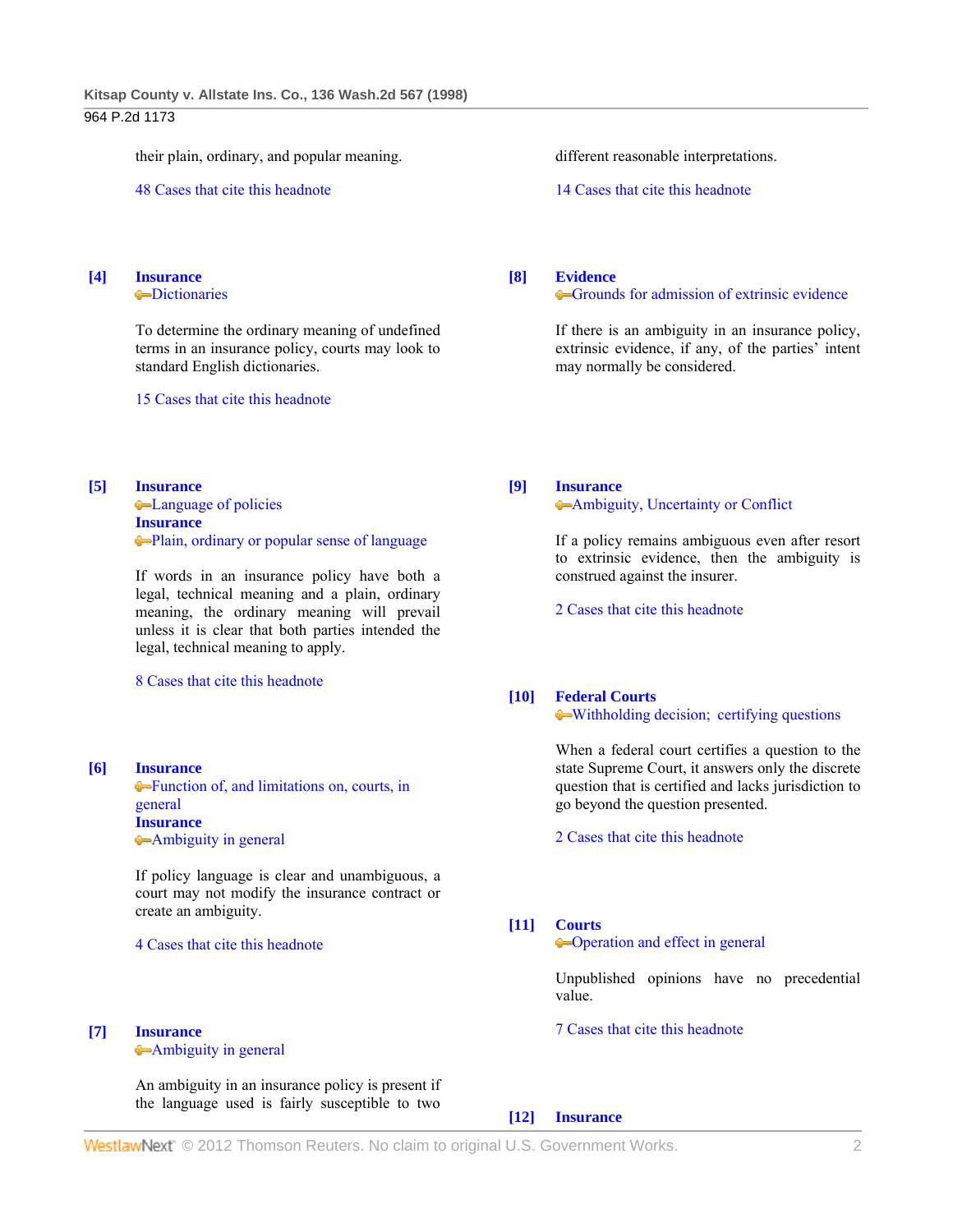their plain, ordinary, and popular meaning.

48 Cases that cite this headnote

**[4]** **Insurance**
Dictionaries

To determine the ordinary meaning of undefined terms in an insurance policy, courts may look to standard English dictionaries.

15 Cases that cite this headnote

**[5]** **Insurance**
Language of policies
**Insurance**
Plain, ordinary or popular sense of language

If words in an insurance policy have both a legal, technical meaning and a plain, ordinary meaning, the ordinary meaning will prevail unless it is clear that both parties intended the legal, technical meaning to apply.

8 Cases that cite this headnote

**[6]** **Insurance**
Function of, and limitations on, courts, in general
**Insurance**
Ambiguity in general

If policy language is clear and unambiguous, a court may not modify the insurance contract or create an ambiguity.

4 Cases that cite this headnote

**[7]** **Insurance**
Ambiguity in general

An ambiguity in an insurance policy is present if the language used is fairly susceptible to two different reasonable interpretations.

14 Cases that cite this headnote

**[8]** **Evidence**
Grounds for admission of extrinsic evidence

If there is an ambiguity in an insurance policy, extrinsic evidence, if any, of the parties' intent may normally be considered.

**[9]** **Insurance**
Ambiguity, Uncertainty or Conflict

If a policy remains ambiguous even after resort to extrinsic evidence, then the ambiguity is construed against the insurer.

2 Cases that cite this headnote

**[10]** **Federal Courts**
Withholding decision; certifying questions

When a federal court certifies a question to the state Supreme Court, it answers only the discrete question that is certified and lacks jurisdiction to go beyond the question presented.

2 Cases that cite this headnote

**[11]** **Courts**
Operation and effect in general

Unpublished opinions have no precedential value.

7 Cases that cite this headnote

**[12]** **Insurance**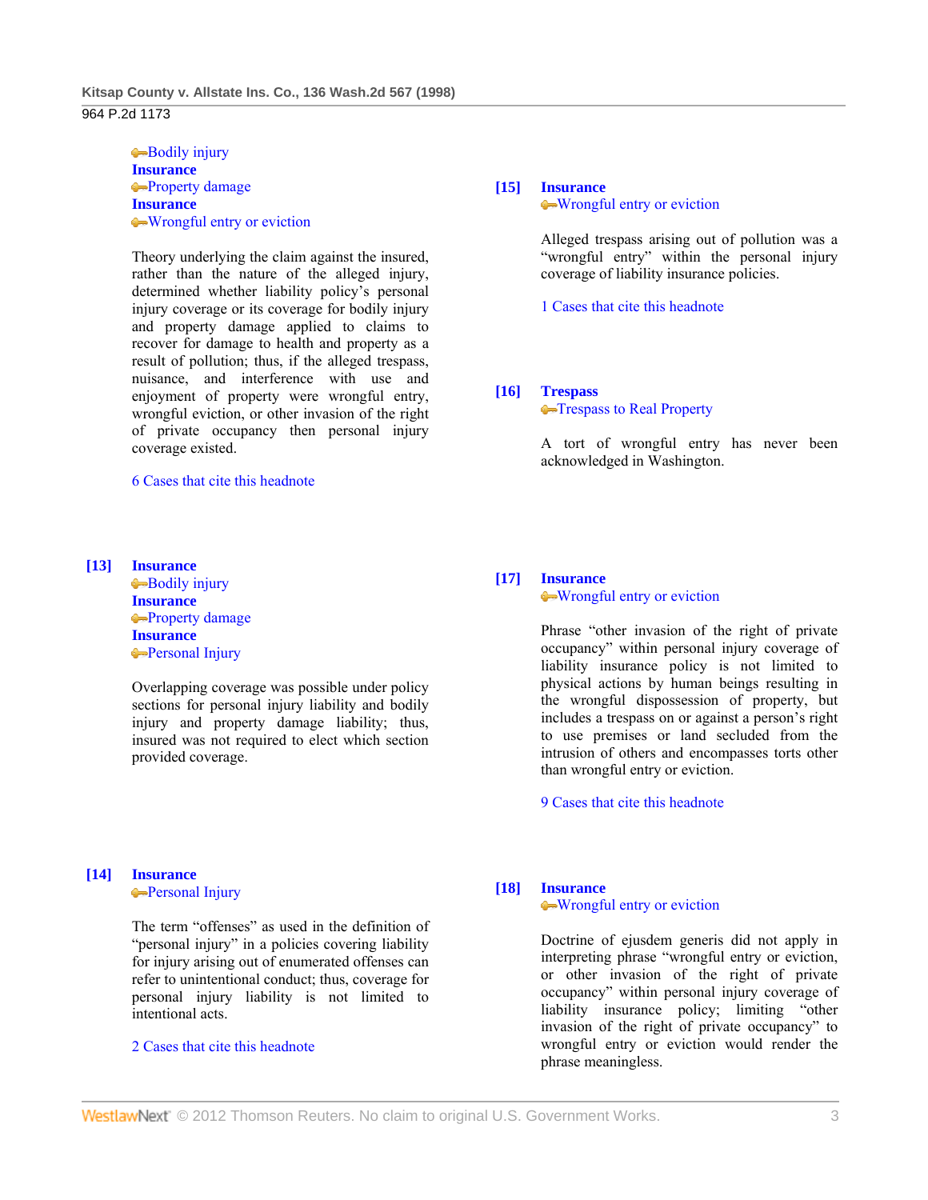Bodily injury
**Insurance**
Property damage
**Insurance**
Wrongful entry or eviction

Theory underlying the claim against the insured, rather than the nature of the alleged injury, determined whether liability policy's personal injury coverage or its coverage for bodily injury and property damage applied to claims to recover for damage to health and property as a result of pollution; thus, if the alleged trespass, nuisance, and interference with use and enjoyment of property were wrongful entry, wrongful eviction, or other invasion of the right of private occupancy then personal injury coverage existed.

6 Cases that cite this headnote

**[13]** **Insurance**
Bodily injury
**Insurance**
Property damage
**Insurance**
Personal Injury

Overlapping coverage was possible under policy sections for personal injury liability and bodily injury and property damage liability; thus, insured was not required to elect which section provided coverage.

**[14]** **Insurance**
Personal Injury

The term "offenses" as used in the definition of "personal injury" in a policies covering liability for injury arising out of enumerated offenses can refer to unintentional conduct; thus, coverage for personal injury liability is not limited to intentional acts.

2 Cases that cite this headnote

**[15]** **Insurance**
Wrongful entry or eviction

Alleged trespass arising out of pollution was a "wrongful entry" within the personal injury coverage of liability insurance policies.

1 Cases that cite this headnote

**[16]** **Trespass**
Trespass to Real Property

A tort of wrongful entry has never been acknowledged in Washington.

**[17]** **Insurance**
Wrongful entry or eviction

Phrase "other invasion of the right of private occupancy" within personal injury coverage of liability insurance policy is not limited to physical actions by human beings resulting in the wrongful dispossession of property, but includes a trespass on or against a person's right to use premises or land secluded from the intrusion of others and encompasses torts other than wrongful entry or eviction.

9 Cases that cite this headnote

**[18]** **Insurance**
Wrongful entry or eviction

Doctrine of ejusdem generis did not apply in interpreting phrase "wrongful entry or eviction, or other invasion of the right of private occupancy" within personal injury coverage of liability insurance policy; limiting "other invasion of the right of private occupancy" to wrongful entry or eviction would render the phrase meaningless.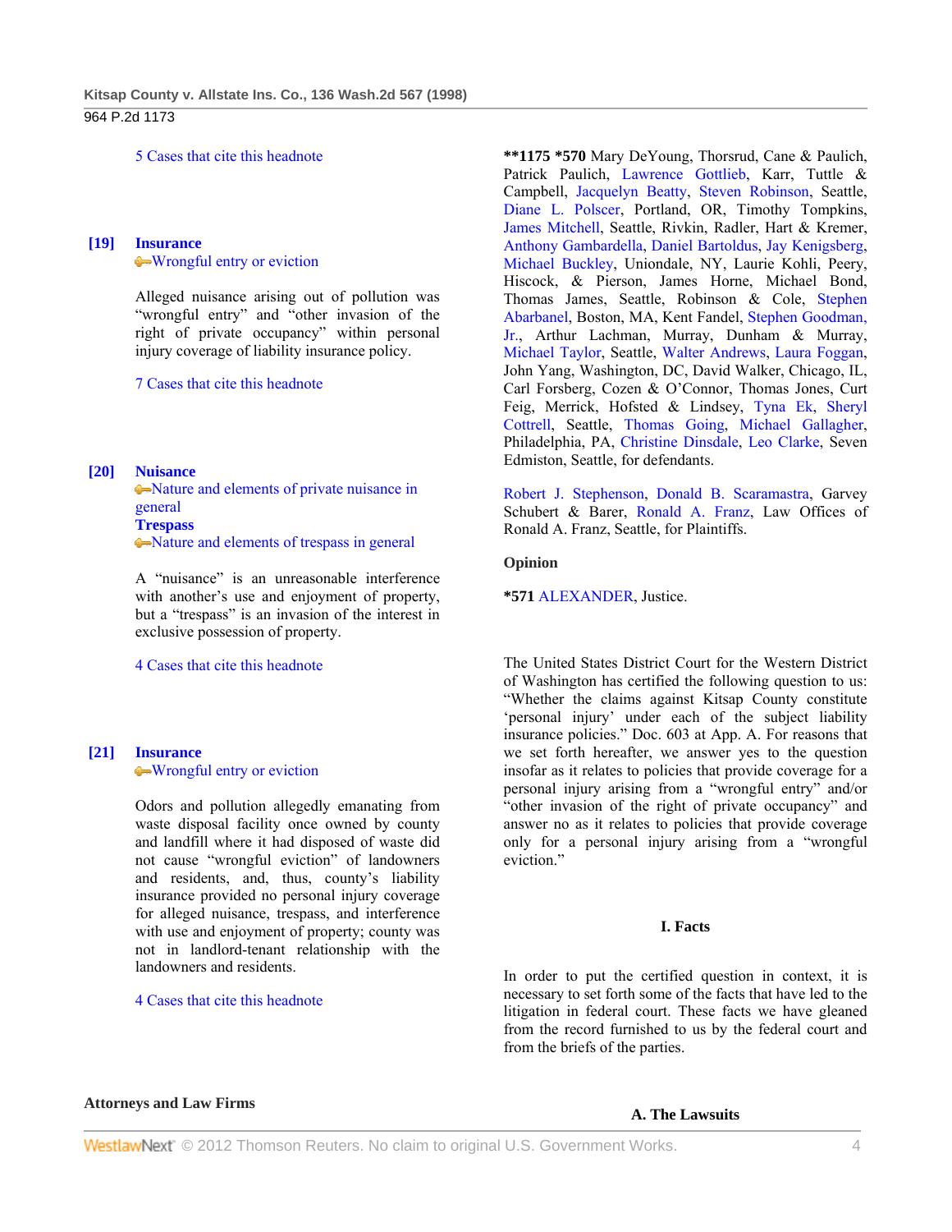5 Cases that cite this headnote

**[19]** **Insurance**
Wrongful entry or eviction

Alleged nuisance arising out of pollution was "wrongful entry" and "other invasion of the right of private occupancy" within personal injury coverage of liability insurance policy.

7 Cases that cite this headnote

**[20]** **Nuisance**
Nature and elements of private nuisance in general
**Trespass**
Nature and elements of trespass in general

A "nuisance" is an unreasonable interference with another's use and enjoyment of property, but a "trespass" is an invasion of the interest in exclusive possession of property.

4 Cases that cite this headnote

**[21]** **Insurance**
Wrongful entry or eviction

Odors and pollution allegedly emanating from waste disposal facility once owned by county and landfill where it had disposed of waste did not cause "wrongful eviction" of landowners and residents, and, thus, county's liability insurance provided no personal injury coverage for alleged nuisance, trespass, and interference with use and enjoyment of property; county was not in landlord-tenant relationship with the landowners and residents.

4 Cases that cite this headnote

**Attorneys and Law Firms**

**\*\*1175 \*570** Mary DeYoung, Thorsrud, Cane & Paulich, Patrick Paulich, Lawrence Gottlieb, Karr, Tuttle & Campbell, Jacquelyn Beatty, Steven Robinson, Seattle, Diane L. Polscer, Portland, OR, Timothy Tompkins, James Mitchell, Seattle, Rivkin, Radler, Hart & Kremer, Anthony Gambardella, Daniel Bartoldus, Jay Kenigsberg, Michael Buckley, Uniondale, NY, Laurie Kohli, Peery, Hiscock, & Pierson, James Horne, Michael Bond, Thomas James, Seattle, Robinson & Cole, Stephen Abarbanel, Boston, MA, Kent Fandel, Stephen Goodman, Jr., Arthur Lachman, Murray, Dunham & Murray, Michael Taylor, Seattle, Walter Andrews, Laura Foggan, John Yang, Washington, DC, David Walker, Chicago, IL, Carl Forsberg, Cozen & O'Connor, Thomas Jones, Curt Feig, Merrick, Hofsted & Lindsey, Tyna Ek, Sheryl Cottrell, Seattle, Thomas Going, Michael Gallagher, Philadelphia, PA, Christine Dinsdale, Leo Clarke, Seven Edmiston, Seattle, for defendants.

Robert J. Stephenson, Donald B. Scaramastra, Garvey Schubert & Barer, Ronald A. Franz, Law Offices of Ronald A. Franz, Seattle, for Plaintiffs.

**Opinion**

**\*571** ALEXANDER, Justice.

The United States District Court for the Western District of Washington has certified the following question to us: "Whether the claims against Kitsap County constitute 'personal injury' under each of the subject liability insurance policies." Doc. 603 at App. A. For reasons that we set forth hereafter, we answer yes to the question insofar as it relates to policies that provide coverage for a personal injury arising from a "wrongful entry" and/or "other invasion of the right of private occupancy" and answer no as it relates to policies that provide coverage only for a personal injury arising from a "wrongful eviction."

## I. Facts

In order to put the certified question in context, it is necessary to set forth some of the facts that have led to the litigation in federal court. These facts we have gleaned from the record furnished to us by the federal court and from the briefs of the parties.

### A. The Lawsuits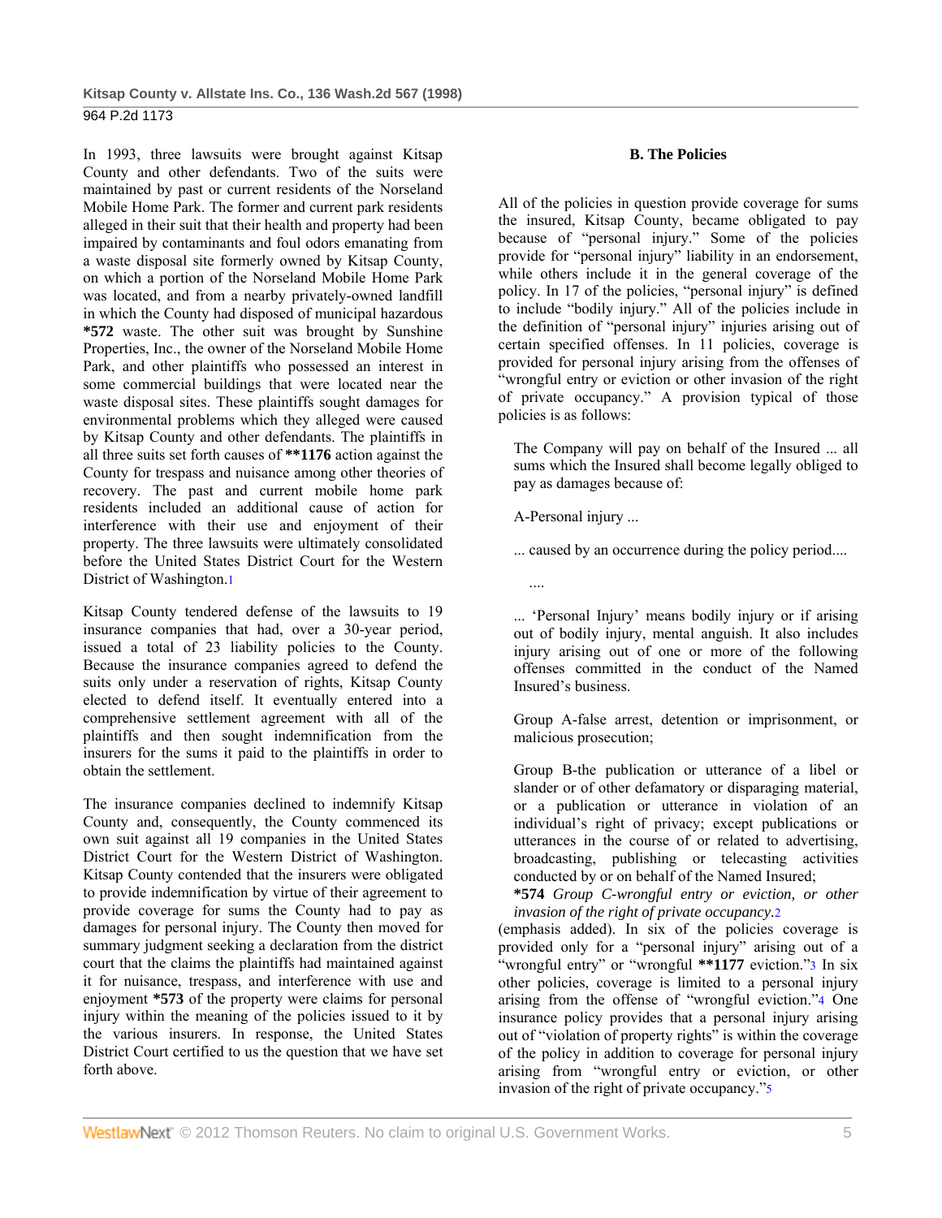In 1993, three lawsuits were brought against Kitsap County and other defendants. Two of the suits were maintained by past or current residents of the Norseland Mobile Home Park. The former and current park residents alleged in their suit that their health and property had been impaired by contaminants and foul odors emanating from a waste disposal site formerly owned by Kitsap County, on which a portion of the Norseland Mobile Home Park was located, and from a nearby privately-owned landfill in which the County had disposed of municipal hazardous **\*572** waste. The other suit was brought by Sunshine Properties, Inc., the owner of the Norseland Mobile Home Park, and other plaintiffs who possessed an interest in some commercial buildings that were located near the waste disposal sites. These plaintiffs sought damages for environmental problems which they alleged were caused by Kitsap County and other defendants. The plaintiffs in all three suits set forth causes of **\*\*1176** action against the County for trespass and nuisance among other theories of recovery. The past and current mobile home park residents included an additional cause of action for interference with their use and enjoyment of their property. The three lawsuits were ultimately consolidated before the United States District Court for the Western District of Washington.[1]

Kitsap County tendered defense of the lawsuits to 19 insurance companies that had, over a 30-year period, issued a total of 23 liability policies to the County. Because the insurance companies agreed to defend the suits only under a reservation of rights, Kitsap County elected to defend itself. It eventually entered into a comprehensive settlement agreement with all of the plaintiffs and then sought indemnification from the insurers for the sums it paid to the plaintiffs in order to obtain the settlement.

The insurance companies declined to indemnify Kitsap County and, consequently, the County commenced its own suit against all 19 companies in the United States District Court for the Western District of Washington. Kitsap County contended that the insurers were obligated to provide indemnification by virtue of their agreement to provide coverage for sums the County had to pay as damages for personal injury. The County then moved for summary judgment seeking a declaration from the district court that the claims the plaintiffs had maintained against it for nuisance, trespass, and interference with use and enjoyment **\*573** of the property were claims for personal injury within the meaning of the policies issued to it by the various insurers. In response, the United States District Court certified to us the question that we have set forth above.

**B. The Policies**

All of the policies in question provide coverage for sums the insured, Kitsap County, became obligated to pay because of "personal injury." Some of the policies provide for "personal injury" liability in an endorsement, while others include it in the general coverage of the policy. In 17 of the policies, "personal injury" is defined to include "bodily injury." All of the policies include in the definition of "personal injury" injuries arising out of certain specified offenses. In 11 policies, coverage is provided for personal injury arising from the offenses of "wrongful entry or eviction or other invasion of the right of private occupancy." A provision typical of those policies is as follows:

> The Company will pay on behalf of the Insured ... all sums which the Insured shall become legally obliged to pay as damages because of:
>
> A-Personal injury ...
>
> ... caused by an occurrence during the policy period....
>
> ....
>
> ... 'Personal Injury' means bodily injury or if arising out of bodily injury, mental anguish. It also includes injury arising out of one or more of the following offenses committed in the conduct of the Named Insured's business.
>
> Group A-false arrest, detention or imprisonment, or malicious prosecution;
>
> Group B-the publication or utterance of a libel or slander or of other defamatory or disparaging material, or a publication or utterance in violation of an individual's right of privacy; except publications or utterances in the course of or related to advertising, broadcasting, publishing or telecasting activities conducted by or on behalf of the Named Insured;
> **\*574** *Group C-wrongful entry or eviction, or other invasion of the right of private occupancy.*[2]

(emphasis added). In six of the policies coverage is provided only for a "personal injury" arising out of a "wrongful entry" or "wrongful **\*\*1177** eviction."[3] In six other policies, coverage is limited to a personal injury arising from the offense of "wrongful eviction."[4] One insurance policy provides that a personal injury arising out of "violation of property rights" is within the coverage of the policy in addition to coverage for personal injury arising from "wrongful entry or eviction, or other invasion of the right of private occupancy."[5]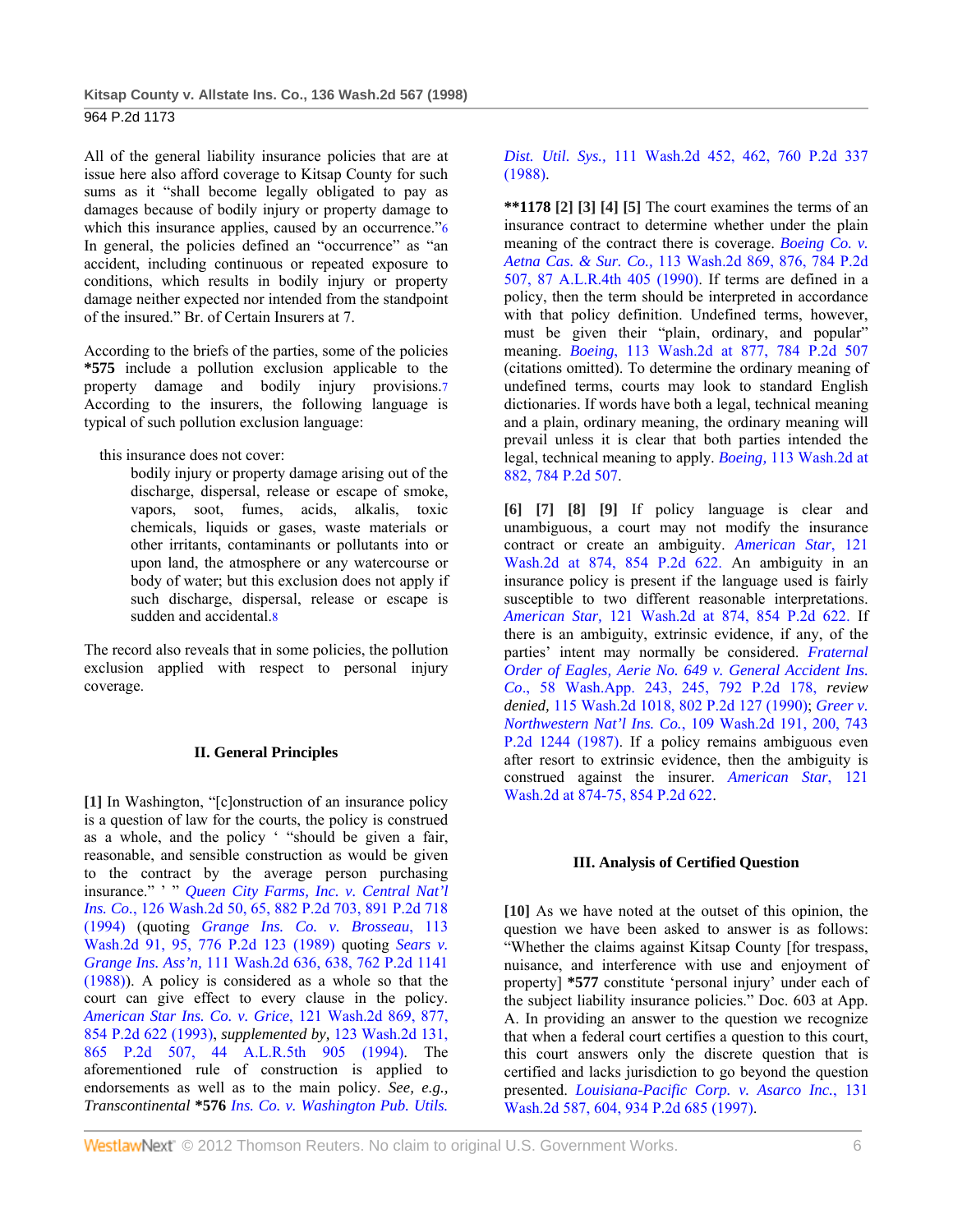All of the general liability insurance policies that are at issue here also afford coverage to Kitsap County for such sums as it "shall become legally obligated to pay as damages because of bodily injury or property damage to which this insurance applies, caused by an occurrence."[6] In general, the policies defined an "occurrence" as "an accident, including continuous or repeated exposure to conditions, which results in bodily injury or property damage neither expected nor intended from the standpoint of the insured." Br. of Certain Insurers at 7.

According to the briefs of the parties, some of the policies **\*575** include a pollution exclusion applicable to the property damage and bodily injury provisions.[7] According to the insurers, the following language is typical of such pollution exclusion language:

> this insurance does not cover:
>
> bodily injury or property damage arising out of the discharge, dispersal, release or escape of smoke, vapors, soot, fumes, acids, alkalis, toxic chemicals, liquids or gases, waste materials or other irritants, contaminants or pollutants into or upon land, the atmosphere or any watercourse or body of water; but this exclusion does not apply if such discharge, dispersal, release or escape is sudden and accidental.[8]

The record also reveals that in some policies, the pollution exclusion applied with respect to personal injury coverage.

## II. General Principles

**[1]** In Washington, "[c]onstruction of an insurance policy is a question of law for the courts, the policy is construed as a whole, and the policy ' "should be given a fair, reasonable, and sensible construction as would be given to the contract by the average person purchasing insurance." ' " *Queen City Farms, Inc. v. Central Nat'l Ins. Co.*, 126 Wash.2d 50, 65, 882 P.2d 703, 891 P.2d 718 (1994) (quoting *Grange Ins. Co. v. Brosseau*, 113 Wash.2d 91, 95, 776 P.2d 123 (1989) quoting *Sears v. Grange Ins. Ass'n*, 111 Wash.2d 636, 638, 762 P.2d 1141 (1988)). A policy is considered as a whole so that the court can give effect to every clause in the policy. *American Star Ins. Co. v. Grice*, 121 Wash.2d 869, 877, 854 P.2d 622 (1993), *supplemented by*, 123 Wash.2d 131, 865 P.2d 507, 44 A.L.R.5th 905 (1994). The aforementioned rule of construction is applied to endorsements as well as to the main policy. *See, e.g., Transcontinental* **\*576** *Ins. Co. v. Washington Pub. Utils. Dist. Util. Sys.*, 111 Wash.2d 452, 462, 760 P.2d 337 (1988).

**\*\*1178 [2] [3] [4] [5]** The court examines the terms of an insurance contract to determine whether under the plain meaning of the contract there is coverage. *Boeing Co. v. Aetna Cas. & Sur. Co.*, 113 Wash.2d 869, 876, 784 P.2d 507, 87 A.L.R.4th 405 (1990). If terms are defined in a policy, then the term should be interpreted in accordance with that policy definition. Undefined terms, however, must be given their "plain, ordinary, and popular" meaning. *Boeing*, 113 Wash.2d at 877, 784 P.2d 507 (citations omitted). To determine the ordinary meaning of undefined terms, courts may look to standard English dictionaries. If words have both a legal, technical meaning and a plain, ordinary meaning, the ordinary meaning will prevail unless it is clear that both parties intended the legal, technical meaning to apply. *Boeing*, 113 Wash.2d at 882, 784 P.2d 507.

**[6] [7] [8] [9]** If policy language is clear and unambiguous, a court may not modify the insurance contract or create an ambiguity. *American Star*, 121 Wash.2d at 874, 854 P.2d 622. An ambiguity in an insurance policy is present if the language used is fairly susceptible to two different reasonable interpretations. *American Star*, 121 Wash.2d at 874, 854 P.2d 622. If there is an ambiguity, extrinsic evidence, if any, of the parties' intent may normally be considered. *Fraternal Order of Eagles, Aerie No. 649 v. General Accident Ins. Co.*, 58 Wash.App. 243, 245, 792 P.2d 178, *review denied*, 115 Wash.2d 1018, 802 P.2d 127 (1990); *Greer v. Northwestern Nat'l Ins. Co.*, 109 Wash.2d 191, 200, 743 P.2d 1244 (1987). If a policy remains ambiguous even after resort to extrinsic evidence, then the ambiguity is construed against the insurer. *American Star*, 121 Wash.2d at 874-75, 854 P.2d 622.

## III. Analysis of Certified Question

**[10]** As we have noted at the outset of this opinion, the question we have been asked to answer is as follows: "Whether the claims against Kitsap County [for trespass, nuisance, and interference with use and enjoyment of property] **\*577** constitute 'personal injury' under each of the subject liability insurance policies." Doc. 603 at App. A. In providing an answer to the question we recognize that when a federal court certifies a question to this court, this court answers only the discrete question that is certified and lacks jurisdiction to go beyond the question presented. *Louisiana-Pacific Corp. v. Asarco Inc.*, 131 Wash.2d 587, 604, 934 P.2d 685 (1997).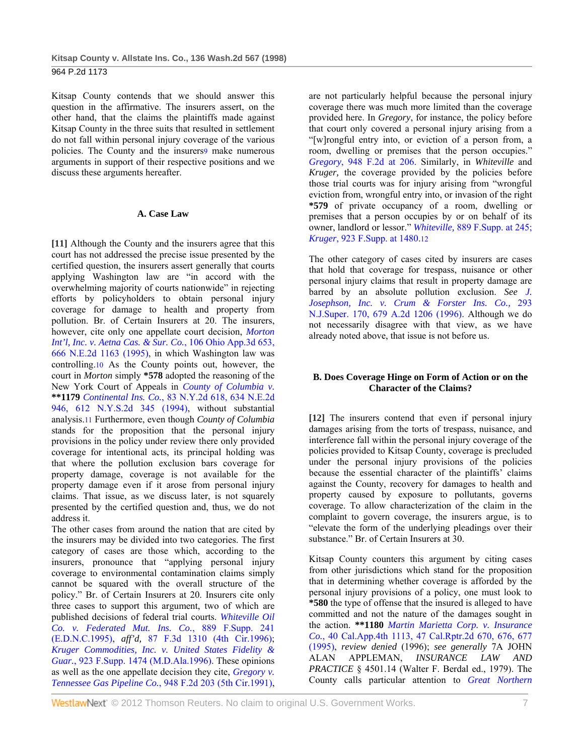Kitsap County contends that we should answer this question in the affirmative. The insurers assert, on the other hand, that the claims the plaintiffs made against Kitsap County in the three suits that resulted in settlement do not fall within personal injury coverage of the various policies. The County and the insurers[9] make numerous arguments in support of their respective positions and we discuss these arguments hereafter.

### A. Case Law

**[11]** Although the County and the insurers agree that this court has not addressed the precise issue presented by the certified question, the insurers assert generally that courts applying Washington law are "in accord with the overwhelming majority of courts nationwide" in rejecting efforts by policyholders to obtain personal injury coverage for damage to health and property from pollution. Br. of Certain Insurers at 20. The insurers, however, cite only one appellate court decision, *Morton Int'l, Inc. v. Aetna Cas. & Sur. Co.*, 106 Ohio App.3d 653, 666 N.E.2d 1163 (1995), in which Washington law was controlling.[10] As the County points out, however, the court in *Morton* simply **\*578** adopted the reasoning of the New York Court of Appeals in *County of Columbia v.* **\*\*1179** *Continental Ins. Co.*, 83 N.Y.2d 618, 634 N.E.2d 946, 612 N.Y.S.2d 345 (1994), without substantial analysis.[11] Furthermore, even though *County of Columbia* stands for the proposition that the personal injury provisions in the policy under review there only provided coverage for intentional acts, its principal holding was that where the pollution exclusion bars coverage for property damage, coverage is not available for the property damage even if it arose from personal injury claims. That issue, as we discuss later, is not squarely presented by the certified question and, thus, we do not address it.

The other cases from around the nation that are cited by the insurers may be divided into two categories. The first category of cases are those which, according to the insurers, pronounce that "applying personal injury coverage to environmental contamination claims simply cannot be squared with the overall structure of the policy." Br. of Certain Insurers at 20. Insurers cite only three cases to support this argument, two of which are published decisions of federal trial courts. *Whiteville Oil Co. v. Federated Mut. Ins. Co.*, 889 F.Supp. 241 (E.D.N.C.1995), *aff'd,* 87 F.3d 1310 (4th Cir.1996); *Kruger Commodities, Inc. v. United States Fidelity & Guar.*, 923 F.Supp. 1474 (M.D.Ala.1996). These opinions as well as the one appellate decision they cite, *Gregory v. Tennessee Gas Pipeline Co.*, 948 F.2d 203 (5th Cir.1991), are not particularly helpful because the personal injury coverage there was much more limited than the coverage provided here. In *Gregory*, for instance, the policy before that court only covered a personal injury arising from a "[w]rongful entry into, or eviction of a person from, a room, dwelling or premises that the person occupies." *Gregory*, 948 F.2d at 206. Similarly, in *Whiteville* and *Kruger,* the coverage provided by the policies before those trial courts was for injury arising from "wrongful eviction from, wrongful entry into, or invasion of the right **\*579** of private occupancy of a room, dwelling or premises that a person occupies by or on behalf of its owner, landlord or lessor." *Whiteville,* 889 F.Supp. at 245; *Kruger*, 923 F.Supp. at 1480.[12]

The other category of cases cited by insurers are cases that hold that coverage for trespass, nuisance or other personal injury claims that result in property damage are barred by an absolute pollution exclusion. *See J. Josephson, Inc. v. Crum & Forster Ins. Co.,* 293 N.J.Super. 170, 679 A.2d 1206 (1996). Although we do not necessarily disagree with that view, as we have already noted above, that issue is not before us.

### B. Does Coverage Hinge on Form of Action or on the Character of the Claims?

**[12]** The insurers contend that even if personal injury damages arising from the torts of trespass, nuisance, and interference fall within the personal injury coverage of the policies provided to Kitsap County, coverage is precluded under the personal injury provisions of the policies because the essential character of the plaintiffs' claims against the County, recovery for damages to health and property caused by exposure to pollutants, governs coverage. To allow characterization of the claim in the complaint to govern coverage, the insurers argue, is to "elevate the form of the underlying pleadings over their substance." Br. of Certain Insurers at 30.

Kitsap County counters this argument by citing cases from other jurisdictions which stand for the proposition that in determining whether coverage is afforded by the personal injury provisions of a policy, one must look to **\*580** the type of offense that the insured is alleged to have committed and not the nature of the damages sought in the action. **\*\*1180** *Martin Marietta Corp. v. Insurance Co.*, 40 Cal.App.4th 1113, 47 Cal.Rptr.2d 670, 676, 677 (1995), *review denied* (1996); *see generally* 7A JOHN ALAN APPLEMAN, *INSURANCE LAW AND PRACTICE* § 4501.14 (Walter F. Berdal ed., 1979). The County calls particular attention to *Great Northern*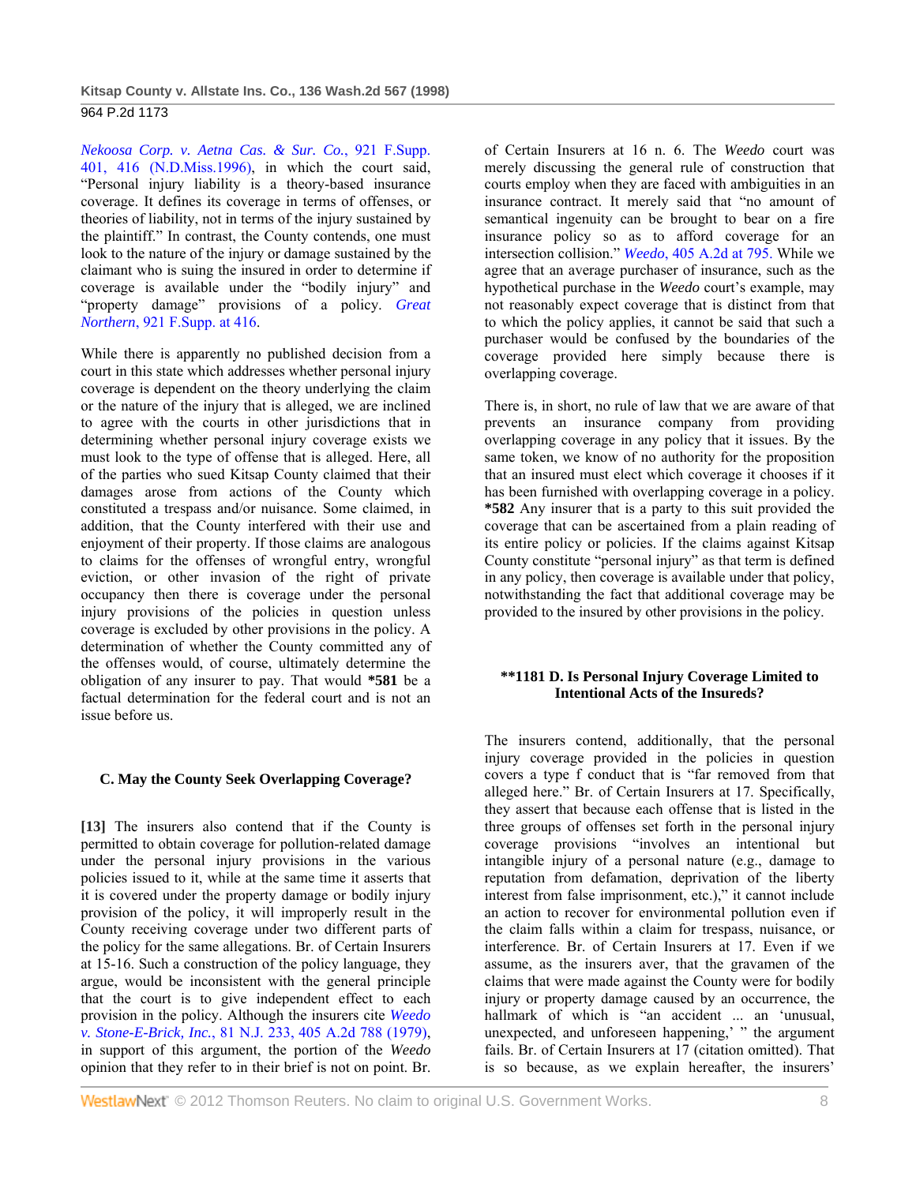*Nekoosa Corp. v. Aetna Cas. & Sur. Co.*, 921 F.Supp. 401, 416 (N.D.Miss.1996), in which the court said, "Personal injury liability is a theory-based insurance coverage. It defines its coverage in terms of offenses, or theories of liability, not in terms of the injury sustained by the plaintiff." In contrast, the County contends, one must look to the nature of the injury or damage sustained by the claimant who is suing the insured in order to determine if coverage is available under the "bodily injury" and "property damage" provisions of a policy. *Great Northern*, 921 F.Supp. at 416.

While there is apparently no published decision from a court in this state which addresses whether personal injury coverage is dependent on the theory underlying the claim or the nature of the injury that is alleged, we are inclined to agree with the courts in other jurisdictions that in determining whether personal injury coverage exists we must look to the type of offense that is alleged. Here, all of the parties who sued Kitsap County claimed that their damages arose from actions of the County which constituted a trespass and/or nuisance. Some claimed, in addition, that the County interfered with their use and enjoyment of their property. If those claims are analogous to claims for the offenses of wrongful entry, wrongful eviction, or other invasion of the right of private occupancy then there is coverage under the personal injury provisions of the policies in question unless coverage is excluded by other provisions in the policy. A determination of whether the County committed any of the offenses would, of course, ultimately determine the obligation of any insurer to pay. That would **\*581** be a factual determination for the federal court and is not an issue before us.

### C. May the County Seek Overlapping Coverage?

**[13]** The insurers also contend that if the County is permitted to obtain coverage for pollution-related damage under the personal injury provisions in the various policies issued to it, while at the same time it asserts that it is covered under the property damage or bodily injury provision of the policy, it will improperly result in the County receiving coverage under two different parts of the policy for the same allegations. Br. of Certain Insurers at 15-16. Such a construction of the policy language, they argue, would be inconsistent with the general principle that the court is to give independent effect to each provision in the policy. Although the insurers cite *Weedo v. Stone-E-Brick, Inc.*, 81 N.J. 233, 405 A.2d 788 (1979), in support of this argument, the portion of the *Weedo* opinion that they refer to in their brief is not on point. Br. of Certain Insurers at 16 n. 6. The *Weedo* court was merely discussing the general rule of construction that courts employ when they are faced with ambiguities in an insurance contract. It merely said that "no amount of semantical ingenuity can be brought to bear on a fire insurance policy so as to afford coverage for an intersection collision." *Weedo*, 405 A.2d at 795. While we agree that an average purchaser of insurance, such as the hypothetical purchase in the *Weedo* court's example, may not reasonably expect coverage that is distinct from that to which the policy applies, it cannot be said that such a purchaser would be confused by the boundaries of the coverage provided here simply because there is overlapping coverage.

There is, in short, no rule of law that we are aware of that prevents an insurance company from providing overlapping coverage in any policy that it issues. By the same token, we know of no authority for the proposition that an insured must elect which coverage it chooses if it has been furnished with overlapping coverage in a policy. **\*582** Any insurer that is a party to this suit provided the coverage that can be ascertained from a plain reading of its entire policy or policies. If the claims against Kitsap County constitute "personal injury" as that term is defined in any policy, then coverage is available under that policy, notwithstanding the fact that additional coverage may be provided to the insured by other provisions in the policy.

### \*\*1181 D. Is Personal Injury Coverage Limited to Intentional Acts of the Insureds?

The insurers contend, additionally, that the personal injury coverage provided in the policies in question covers a type f conduct that is "far removed from that alleged here." Br. of Certain Insurers at 17. Specifically, they assert that because each offense that is listed in the three groups of offenses set forth in the personal injury coverage provisions "involves an intentional but intangible injury of a personal nature (e.g., damage to reputation from defamation, deprivation of the liberty interest from false imprisonment, etc.)," it cannot include an action to recover for environmental pollution even if the claim falls within a claim for trespass, nuisance, or interference. Br. of Certain Insurers at 17. Even if we assume, as the insurers aver, that the gravamen of the claims that were made against the County were for bodily injury or property damage caused by an occurrence, the hallmark of which is "an accident ... an 'unusual, unexpected, and unforeseen happening,' " the argument fails. Br. of Certain Insurers at 17 (citation omitted). That is so because, as we explain hereafter, the insurers'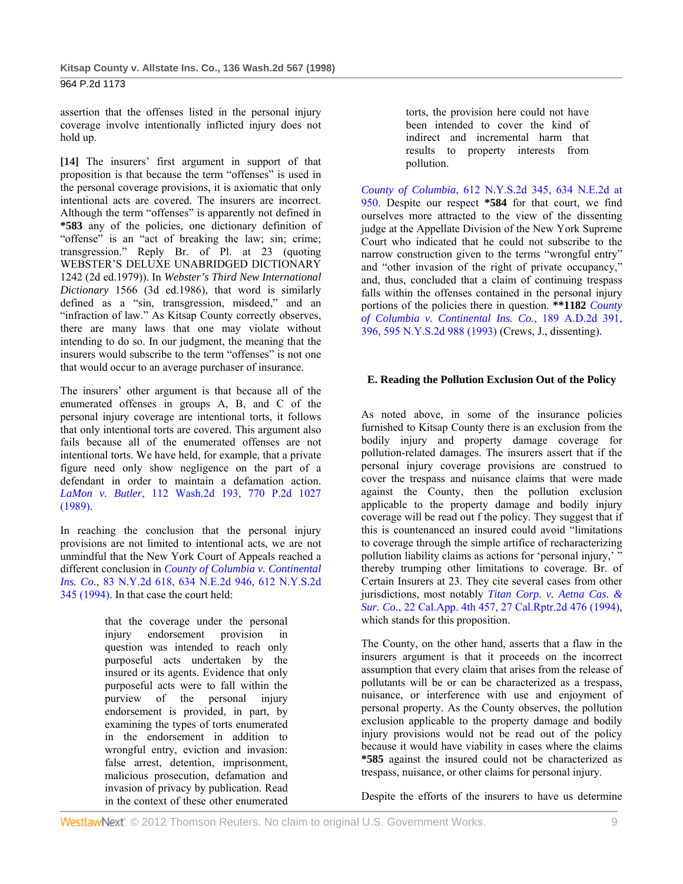assertion that the offenses listed in the personal injury coverage involve intentionally inflicted injury does not hold up.

**[14]** The insurers' first argument in support of that proposition is that because the term "offenses" is used in the personal coverage provisions, it is axiomatic that only intentional acts are covered. The insurers are incorrect. Although the term "offenses" is apparently not defined in **\*583** any of the policies, one dictionary definition of "offense" is an "act of breaking the law; sin; crime; transgression." Reply Br. of Pl. at 23 (quoting WEBSTER'S DELUXE UNABRIDGED DICTIONARY 1242 (2d ed.1979)). In *Webster's Third New International Dictionary* 1566 (3d ed.1986), that word is similarly defined as a "sin, transgression, misdeed," and an "infraction of law." As Kitsap County correctly observes, there are many laws that one may violate without intending to do so. In our judgment, the meaning that the insurers would subscribe to the term "offenses" is not one that would occur to an average purchaser of insurance.

The insurers' other argument is that because all of the enumerated offenses in groups A, B, and C of the personal injury coverage are intentional torts, it follows that only intentional torts are covered. This argument also fails because all of the enumerated offenses are not intentional torts. We have held, for example, that a private figure need only show negligence on the part of a defendant in order to maintain a defamation action. *LaMon v. Butler*, 112 Wash.2d 193, 770 P.2d 1027 (1989).

In reaching the conclusion that the personal injury provisions are not limited to intentional acts, we are not unmindful that the New York Court of Appeals reached a different conclusion in *County of Columbia v. Continental Ins. Co.*, 83 N.Y.2d 618, 634 N.E.2d 946, 612 N.Y.S.2d 345 (1994). In that case the court held:

> that the coverage under the personal injury endorsement provision in question was intended to reach only purposeful acts undertaken by the insured or its agents. Evidence that only purposeful acts were to fall within the purview of the personal injury endorsement is provided, in part, by examining the types of torts enumerated in the endorsement in addition to wrongful entry, eviction and invasion: false arrest, detention, imprisonment, malicious prosecution, defamation and invasion of privacy by publication. Read in the context of these other enumerated torts, the provision here could not have been intended to cover the kind of indirect and incremental harm that results to property interests from pollution.

*County of Columbia*, 612 N.Y.S.2d 345, 634 N.E.2d at 950. Despite our respect **\*584** for that court, we find ourselves more attracted to the view of the dissenting judge at the Appellate Division of the New York Supreme Court who indicated that he could not subscribe to the narrow construction given to the terms "wrongful entry" and "other invasion of the right of private occupancy," and, thus, concluded that a claim of continuing trespass falls within the offenses contained in the personal injury portions of the policies there in question. **\*\*1182** *County of Columbia v. Continental Ins. Co.*, 189 A.D.2d 391, 396, 595 N.Y.S.2d 988 (1993) (Crews, J., dissenting).

### E. Reading the Pollution Exclusion Out of the Policy

As noted above, in some of the insurance policies furnished to Kitsap County there is an exclusion from the bodily injury and property damage coverage for pollution-related damages. The insurers assert that if the personal injury coverage provisions are construed to cover the trespass and nuisance claims that were made against the County, then the pollution exclusion applicable to the property damage and bodily injury coverage will be read out f the policy. They suggest that if this is countenanced an insured could avoid "limitations to coverage through the simple artifice of recharacterizing pollution liability claims as actions for 'personal injury,' " thereby trumping other limitations to coverage. Br. of Certain Insurers at 23. They cite several cases from other jurisdictions, most notably *Titan Corp. v. Aetna Cas. & Sur. Co.*, 22 Cal.App. 4th 457, 27 Cal.Rptr.2d 476 (1994), which stands for this proposition.

The County, on the other hand, asserts that a flaw in the insurers argument is that it proceeds on the incorrect assumption that every claim that arises from the release of pollutants will be or can be characterized as a trespass, nuisance, or interference with use and enjoyment of personal property. As the County observes, the pollution exclusion applicable to the property damage and bodily injury provisions would not be read out of the policy because it would have viability in cases where the claims **\*585** against the insured could not be characterized as trespass, nuisance, or other claims for personal injury.

Despite the efforts of the insurers to have us determine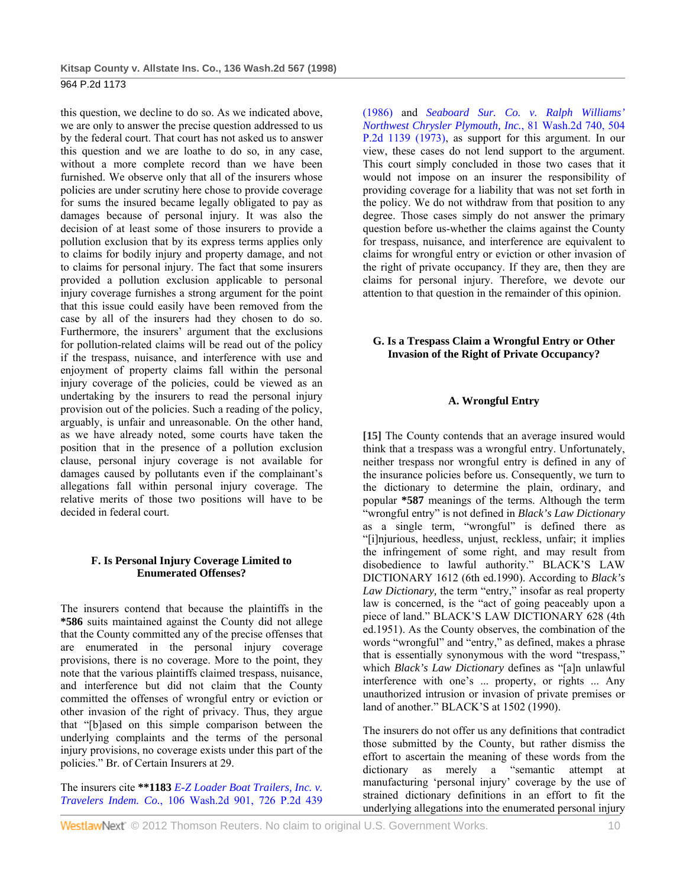this question, we decline to do so. As we indicated above, we are only to answer the precise question addressed to us by the federal court. That court has not asked us to answer this question and we are loathe to do so, in any case, without a more complete record than we have been furnished. We observe only that all of the insurers whose policies are under scrutiny here chose to provide coverage for sums the insured became legally obligated to pay as damages because of personal injury. It was also the decision of at least some of those insurers to provide a pollution exclusion that by its express terms applies only to claims for bodily injury and property damage, and not to claims for personal injury. The fact that some insurers provided a pollution exclusion applicable to personal injury coverage furnishes a strong argument for the point that this issue could easily have been removed from the case by all of the insurers had they chosen to do so. Furthermore, the insurers' argument that the exclusions for pollution-related claims will be read out of the policy if the trespass, nuisance, and interference with use and enjoyment of property claims fall within the personal injury coverage of the policies, could be viewed as an undertaking by the insurers to read the personal injury provision out of the policies. Such a reading of the policy, arguably, is unfair and unreasonable. On the other hand, as we have already noted, some courts have taken the position that in the presence of a pollution exclusion clause, personal injury coverage is not available for damages caused by pollutants even if the complainant's allegations fall within personal injury coverage. The relative merits of those two positions will have to be decided in federal court.

### F. Is Personal Injury Coverage Limited to Enumerated Offenses?

The insurers contend that because the plaintiffs in the **\*586** suits maintained against the County did not allege that the County committed any of the precise offenses that are enumerated in the personal injury coverage provisions, there is no coverage. More to the point, they note that the various plaintiffs claimed trespass, nuisance, and interference but did not claim that the County committed the offenses of wrongful entry or eviction or other invasion of the right of privacy. Thus, they argue that "[b]ased on this simple comparison between the underlying complaints and the terms of the personal injury provisions, no coverage exists under this part of the policies." Br. of Certain Insurers at 29.

The insurers cite **\*\*1183** *E-Z Loader Boat Trailers, Inc. v. Travelers Indem. Co.*, 106 Wash.2d 901, 726 P.2d 439 (1986) and *Seaboard Sur. Co. v. Ralph Williams' Northwest Chrysler Plymouth, Inc.*, 81 Wash.2d 740, 504 P.2d 1139 (1973), as support for this argument. In our view, these cases do not lend support to the argument. This court simply concluded in those two cases that it would not impose on an insurer the responsibility of providing coverage for a liability that was not set forth in the policy. We do not withdraw from that position to any degree. Those cases simply do not answer the primary question before us-whether the claims against the County for trespass, nuisance, and interference are equivalent to claims for wrongful entry or eviction or other invasion of the right of private occupancy. If they are, then they are claims for personal injury. Therefore, we devote our attention to that question in the remainder of this opinion.

### G. Is a Trespass Claim a Wrongful Entry or Other Invasion of the Right of Private Occupancy?

#### A. Wrongful Entry

**[15]** The County contends that an average insured would think that a trespass was a wrongful entry. Unfortunately, neither trespass nor wrongful entry is defined in any of the insurance policies before us. Consequently, we turn to the dictionary to determine the plain, ordinary, and popular **\*587** meanings of the terms. Although the term "wrongful entry" is not defined in *Black's Law Dictionary* as a single term, "wrongful" is defined there as "[i]njurious, heedless, unjust, reckless, unfair; it implies the infringement of some right, and may result from disobedience to lawful authority." BLACK'S LAW DICTIONARY 1612 (6th ed.1990). According to *Black's Law Dictionary,* the term "entry," insofar as real property law is concerned, is the "act of going peaceably upon a piece of land." BLACK'S LAW DICTIONARY 628 (4th ed.1951). As the County observes, the combination of the words "wrongful" and "entry," as defined, makes a phrase that is essentially synonymous with the word "trespass," which *Black's Law Dictionary* defines as "[a]n unlawful interference with one's ... property, or rights ... Any unauthorized intrusion or invasion of private premises or land of another." BLACK'S at 1502 (1990).

The insurers do not offer us any definitions that contradict those submitted by the County, but rather dismiss the effort to ascertain the meaning of these words from the dictionary as merely a "semantic attempt at manufacturing 'personal injury' coverage by the use of strained dictionary definitions in an effort to fit the underlying allegations into the enumerated personal injury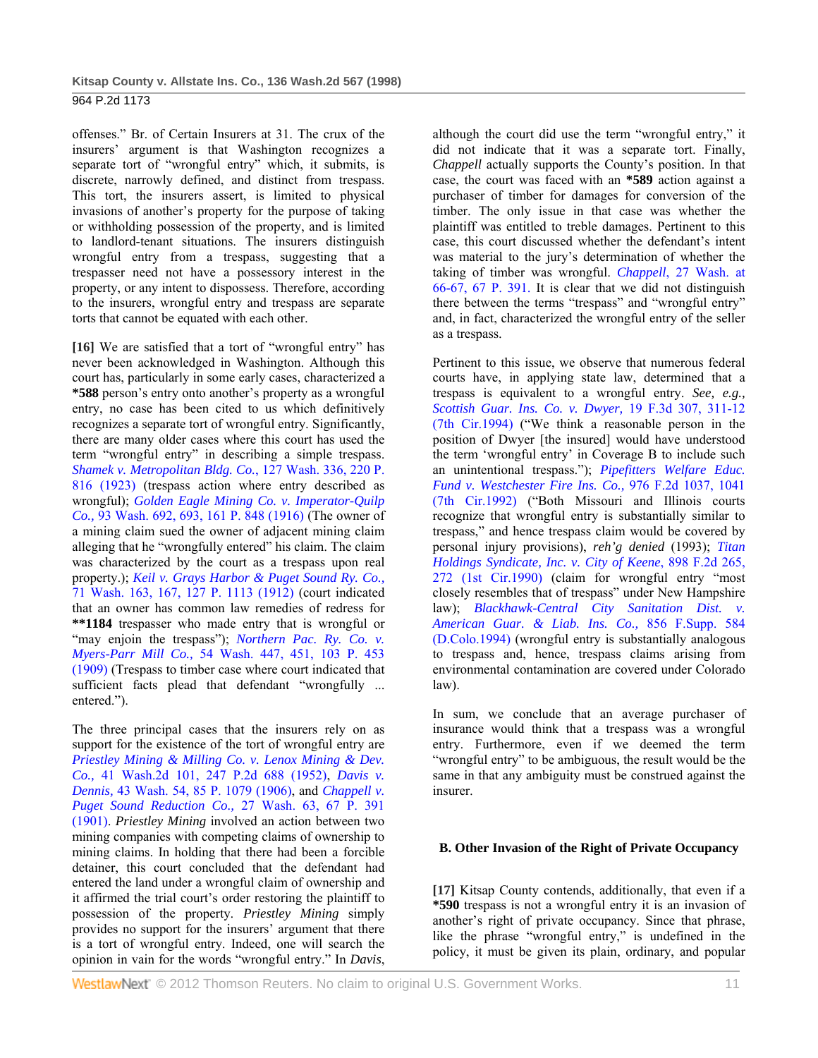offenses." Br. of Certain Insurers at 31. The crux of the insurers' argument is that Washington recognizes a separate tort of "wrongful entry" which, it submits, is discrete, narrowly defined, and distinct from trespass. This tort, the insurers assert, is limited to physical invasions of another's property for the purpose of taking or withholding possession of the property, and is limited to landlord-tenant situations. The insurers distinguish wrongful entry from a trespass, suggesting that a trespasser need not have a possessory interest in the property, or any intent to dispossess. Therefore, according to the insurers, wrongful entry and trespass are separate torts that cannot be equated with each other.

**[16]** We are satisfied that a tort of "wrongful entry" has never been acknowledged in Washington. Although this court has, particularly in some early cases, characterized a **\*588** person's entry onto another's property as a wrongful entry, no case has been cited to us which definitively recognizes a separate tort of wrongful entry. Significantly, there are many older cases where this court has used the term "wrongful entry" in describing a simple trespass. *Shamek v. Metropolitan Bldg. Co.,* 127 Wash. 336, 220 P. 816 (1923) (trespass action where entry described as wrongful); *Golden Eagle Mining Co. v. Imperator-Quilp Co.,* 93 Wash. 692, 693, 161 P. 848 (1916) (The owner of a mining claim sued the owner of adjacent mining claim alleging that he "wrongfully entered" his claim. The claim was characterized by the court as a trespass upon real property.); *Keil v. Grays Harbor & Puget Sound Ry. Co.,* 71 Wash. 163, 167, 127 P. 1113 (1912) (court indicated that an owner has common law remedies of redress for **\*\*1184** trespasser who made entry that is wrongful or "may enjoin the trespass"); *Northern Pac. Ry. Co. v. Myers-Parr Mill Co.,* 54 Wash. 447, 451, 103 P. 453 (1909) (Trespass to timber case where court indicated that sufficient facts plead that defendant "wrongfully ... entered.").

The three principal cases that the insurers rely on as support for the existence of the tort of wrongful entry are *Priestley Mining & Milling Co. v. Lenox Mining & Dev. Co.,* 41 Wash.2d 101, 247 P.2d 688 (1952), *Davis v. Dennis,* 43 Wash. 54, 85 P. 1079 (1906), and *Chappell v. Puget Sound Reduction Co.,* 27 Wash. 63, 67 P. 391 (1901). *Priestley Mining* involved an action between two mining companies with competing claims of ownership to mining claims. In holding that there had been a forcible detainer, this court concluded that the defendant had entered the land under a wrongful claim of ownership and it affirmed the trial court's order restoring the plaintiff to possession of the property. *Priestley Mining* simply provides no support for the insurers' argument that there is a tort of wrongful entry. Indeed, one will search the opinion in vain for the words "wrongful entry." In *Davis*, although the court did use the term "wrongful entry," it did not indicate that it was a separate tort. Finally, *Chappell* actually supports the County's position. In that case, the court was faced with an **\*589** action against a purchaser of timber for damages for conversion of the timber. The only issue in that case was whether the plaintiff was entitled to treble damages. Pertinent to this case, this court discussed whether the defendant's intent was material to the jury's determination of whether the taking of timber was wrongful. *Chappell,* 27 Wash. at 66-67, 67 P. 391. It is clear that we did not distinguish there between the terms "trespass" and "wrongful entry" and, in fact, characterized the wrongful entry of the seller as a trespass.

Pertinent to this issue, we observe that numerous federal courts have, in applying state law, determined that a trespass is equivalent to a wrongful entry. *See, e.g., Scottish Guar. Ins. Co. v. Dwyer,* 19 F.3d 307, 311-12 (7th Cir.1994) ("We think a reasonable person in the position of Dwyer [the insured] would have understood the term 'wrongful entry' in Coverage B to include such an unintentional trespass."); *Pipefitters Welfare Educ. Fund v. Westchester Fire Ins. Co.,* 976 F.2d 1037, 1041 (7th Cir.1992) ("Both Missouri and Illinois courts recognize that wrongful entry is substantially similar to trespass," and hence trespass claim would be covered by personal injury provisions), *reh'g denied* (1993); *Titan Holdings Syndicate, Inc. v. City of Keene,* 898 F.2d 265, 272 (1st Cir.1990) (claim for wrongful entry "most closely resembles that of trespass" under New Hampshire law); *Blackhawk-Central City Sanitation Dist. v. American Guar. & Liab. Ins. Co.,* 856 F.Supp. 584 (D.Colo.1994) (wrongful entry is substantially analogous to trespass and, hence, trespass claims arising from environmental contamination are covered under Colorado law).

In sum, we conclude that an average purchaser of insurance would think that a trespass was a wrongful entry. Furthermore, even if we deemed the term "wrongful entry" to be ambiguous, the result would be the same in that any ambiguity must be construed against the insurer.

### B. Other Invasion of the Right of Private Occupancy

**[17]** Kitsap County contends, additionally, that even if a **\*590** trespass is not a wrongful entry it is an invasion of another's right of private occupancy. Since that phrase, like the phrase "wrongful entry," is undefined in the policy, it must be given its plain, ordinary, and popular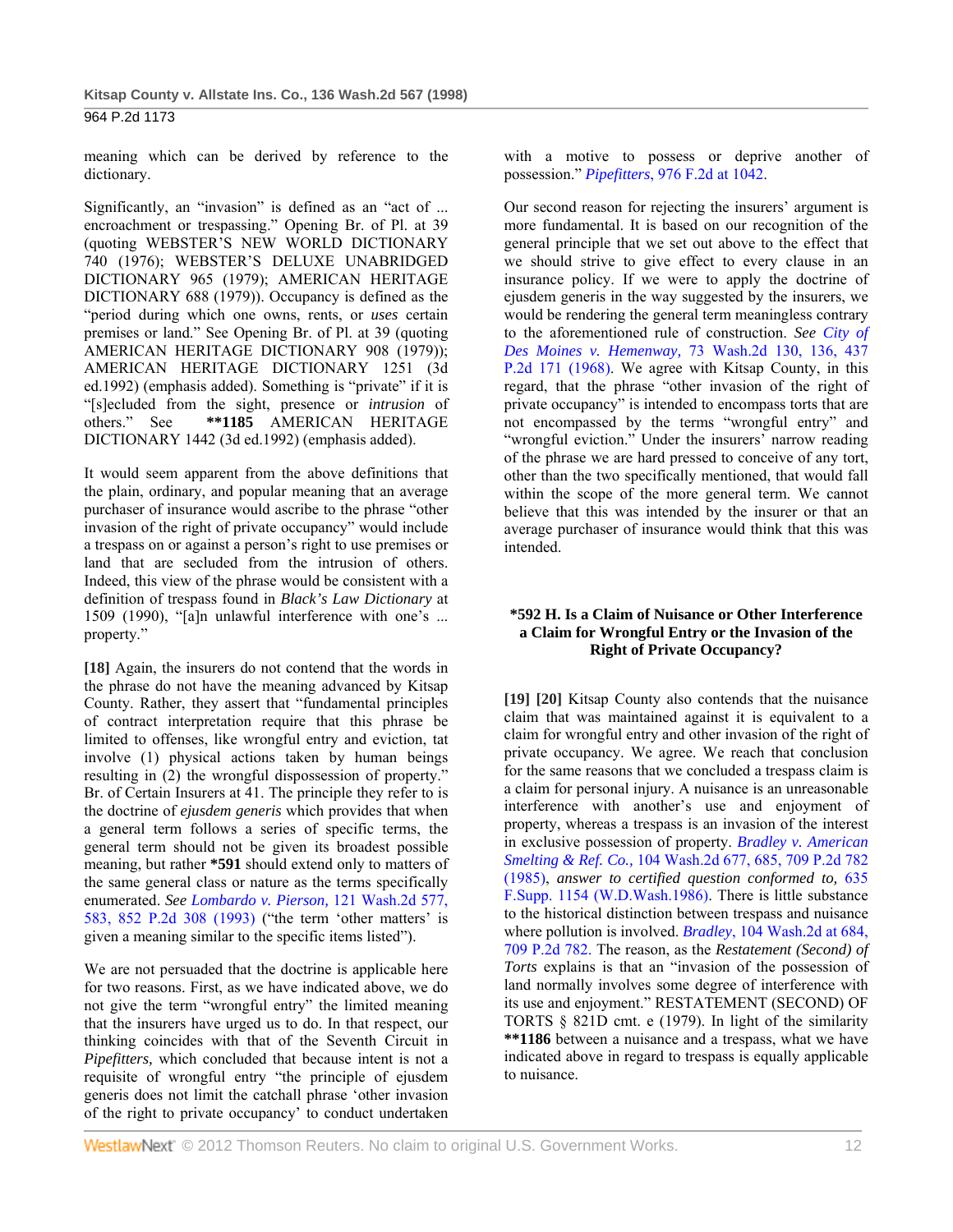meaning which can be derived by reference to the dictionary.

Significantly, an "invasion" is defined as an "act of ... encroachment or trespassing." Opening Br. of Pl. at 39 (quoting WEBSTER'S NEW WORLD DICTIONARY 740 (1976); WEBSTER'S DELUXE UNABRIDGED DICTIONARY 965 (1979); AMERICAN HERITAGE DICTIONARY 688 (1979)). Occupancy is defined as the "period during which one owns, rents, or *uses* certain premises or land." See Opening Br. of Pl. at 39 (quoting AMERICAN HERITAGE DICTIONARY 908 (1979)); AMERICAN HERITAGE DICTIONARY 1251 (3d ed.1992) (emphasis added). Something is "private" if it is "[s]ecluded from the sight, presence or *intrusion* of others." See **1185 AMERICAN HERITAGE DICTIONARY 1442 (3d ed.1992) (emphasis added).

It would seem apparent from the above definitions that the plain, ordinary, and popular meaning that an average purchaser of insurance would ascribe to the phrase "other invasion of the right of private occupancy" would include a trespass on or against a person's right to use premises or land that are secluded from the intrusion of others. Indeed, this view of the phrase would be consistent with a definition of trespass found in *Black's Law Dictionary* at 1509 (1990), "[a]n unlawful interference with one's ... property."

**[18]** Again, the insurers do not contend that the words in the phrase do not have the meaning advanced by Kitsap County. Rather, they assert that "fundamental principles of contract interpretation require that this phrase be limited to offenses, like wrongful entry and eviction, tat involve (1) physical actions taken by human beings resulting in (2) the wrongful dispossession of property." Br. of Certain Insurers at 41. The principle they refer to is the doctrine of *ejusdem generis* which provides that when a general term follows a series of specific terms, the general term should not be given its broadest possible meaning, but rather *591 should extend only to matters of the same general class or nature as the terms specifically enumerated. *See Lombardo v. Pierson,* 121 Wash.2d 577, 583, 852 P.2d 308 (1993) ("the term 'other matters' is given a meaning similar to the specific items listed").

We are not persuaded that the doctrine is applicable here for two reasons. First, as we have indicated above, we do not give the term "wrongful entry" the limited meaning that the insurers have urged us to do. In that respect, our thinking coincides with that of the Seventh Circuit in *Pipefitters,* which concluded that because intent is not a requisite of wrongful entry "the principle of ejusdem generis does not limit the catchall phrase 'other invasion of the right to private occupancy' to conduct undertaken with a motive to possess or deprive another of possession." *Pipefitters*, 976 F.2d at 1042.

Our second reason for rejecting the insurers' argument is more fundamental. It is based on our recognition of the general principle that we set out above to the effect that we should strive to give effect to every clause in an insurance policy. If we were to apply the doctrine of ejusdem generis in the way suggested by the insurers, we would be rendering the general term meaningless contrary to the aforementioned rule of construction. *See City of Des Moines v. Hemenway,* 73 Wash.2d 130, 136, 437 P.2d 171 (1968). We agree with Kitsap County, in this regard, that the phrase "other invasion of the right of private occupancy" is intended to encompass torts that are not encompassed by the terms "wrongful entry" and "wrongful eviction." Under the insurers' narrow reading of the phrase we are hard pressed to conceive of any tort, other than the two specifically mentioned, that would fall within the scope of the more general term. We cannot believe that this was intended by the insurer or that an average purchaser of insurance would think that this was intended.

### *592 H. Is a Claim of Nuisance or Other Interference a Claim for Wrongful Entry or the Invasion of the Right of Private Occupancy?

**[19] [20]** Kitsap County also contends that the nuisance claim that was maintained against it is equivalent to a claim for wrongful entry and other invasion of the right of private occupancy. We agree. We reach that conclusion for the same reasons that we concluded a trespass claim is a claim for personal injury. A nuisance is an unreasonable interference with another's use and enjoyment of property, whereas a trespass is an invasion of the interest in exclusive possession of property. *Bradley v. American Smelting & Ref. Co.,* 104 Wash.2d 677, 685, 709 P.2d 782 (1985), *answer to certified question conformed to,* 635 F.Supp. 1154 (W.D.Wash.1986). There is little substance to the historical distinction between trespass and nuisance where pollution is involved. *Bradley*, 104 Wash.2d at 684, 709 P.2d 782. The reason, as the *Restatement (Second) of Torts* explains is that an "invasion of the possession of land normally involves some degree of interference with its use and enjoyment." RESTATEMENT (SECOND) OF TORTS § 821D cmt. e (1979). In light of the similarity **1186 between a nuisance and a trespass, what we have indicated above in regard to trespass is equally applicable to nuisance.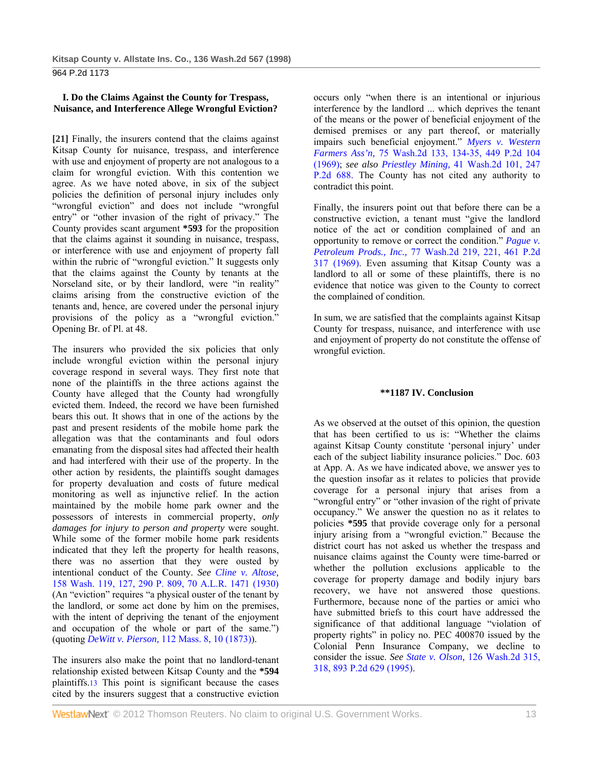### I. Do the Claims Against the County for Trespass, Nuisance, and Interference Allege Wrongful Eviction?

**[21]** Finally, the insurers contend that the claims against Kitsap County for nuisance, trespass, and interference with use and enjoyment of property are not analogous to a claim for wrongful eviction. With this contention we agree. As we have noted above, in six of the subject policies the definition of personal injury includes only "wrongful eviction" and does not include "wrongful entry" or "other invasion of the right of privacy." The County provides scant argument **\*593** for the proposition that the claims against it sounding in nuisance, trespass, or interference with use and enjoyment of property fall within the rubric of "wrongful eviction." It suggests only that the claims against the County by tenants at the Norseland site, or by their landlord, were "in reality" claims arising from the constructive eviction of the tenants and, hence, are covered under the personal injury provisions of the policy as a "wrongful eviction." Opening Br. of Pl. at 48.

The insurers who provided the six policies that only include wrongful eviction within the personal injury coverage respond in several ways. They first note that none of the plaintiffs in the three actions against the County have alleged that the County had wrongfully evicted them. Indeed, the record we have been furnished bears this out. It shows that in one of the actions by the past and present residents of the mobile home park the allegation was that the contaminants and foul odors emanating from the disposal sites had affected their health and had interfered with their use of the property. In the other action by residents, the plaintiffs sought damages for property devaluation and costs of future medical monitoring as well as injunctive relief. In the action maintained by the mobile home park owner and the possessors of interests in commercial property, *only damages for injury to person and property* were sought. While some of the former mobile home park residents indicated that they left the property for health reasons, there was no assertion that they were ousted by intentional conduct of the County. *See Cline v. Altose,* 158 Wash. 119, 127, 290 P. 809, 70 A.L.R. 1471 (1930) (An "eviction" requires "a physical ouster of the tenant by the landlord, or some act done by him on the premises, with the intent of depriving the tenant of the enjoyment and occupation of the whole or part of the same.") (quoting *DeWitt v. Pierson,* 112 Mass. 8, 10 (1873)).

The insurers also make the point that no landlord-tenant relationship existed between Kitsap County and the **\*594** plaintiffs.[13] This point is significant because the cases cited by the insurers suggest that a constructive eviction occurs only "when there is an intentional or injurious interference by the landlord ... which deprives the tenant of the means or the power of beneficial enjoyment of the demised premises or any part thereof, or materially impairs such beneficial enjoyment." *Myers v. Western Farmers Ass'n,* 75 Wash.2d 133, 134-35, 449 P.2d 104 (1969); *see also Priestley Mining,* 41 Wash.2d 101, 247 P.2d 688. The County has not cited any authority to contradict this point.

Finally, the insurers point out that before there can be a constructive eviction, a tenant must "give the landlord notice of the act or condition complained of and an opportunity to remove or correct the condition." *Pague v. Petroleum Prods., Inc.,* 77 Wash.2d 219, 221, 461 P.2d 317 (1969). Even assuming that Kitsap County was a landlord to all or some of these plaintiffs, there is no evidence that notice was given to the County to correct the complained of condition.

In sum, we are satisfied that the complaints against Kitsap County for trespass, nuisance, and interference with use and enjoyment of property do not constitute the offense of wrongful eviction.

## **\*\*1187 IV. Conclusion**

As we observed at the outset of this opinion, the question that has been certified to us is: "Whether the claims against Kitsap County constitute 'personal injury' under each of the subject liability insurance policies." Doc. 603 at App. A. As we have indicated above, we answer yes to the question insofar as it relates to policies that provide coverage for a personal injury that arises from a "wrongful entry" or "other invasion of the right of private occupancy." We answer the question no as it relates to policies **\*595** that provide coverage only for a personal injury arising from a "wrongful eviction." Because the district court has not asked us whether the trespass and nuisance claims against the County were time-barred or whether the pollution exclusions applicable to the coverage for property damage and bodily injury bars recovery, we have not answered those questions. Furthermore, because none of the parties or amici who have submitted briefs to this court have addressed the significance of that additional language "violation of property rights" in policy no. PEC 400870 issued by the Colonial Penn Insurance Company, we decline to consider the issue. *See State v. Olson,* 126 Wash.2d 315, 318, 893 P.2d 629 (1995).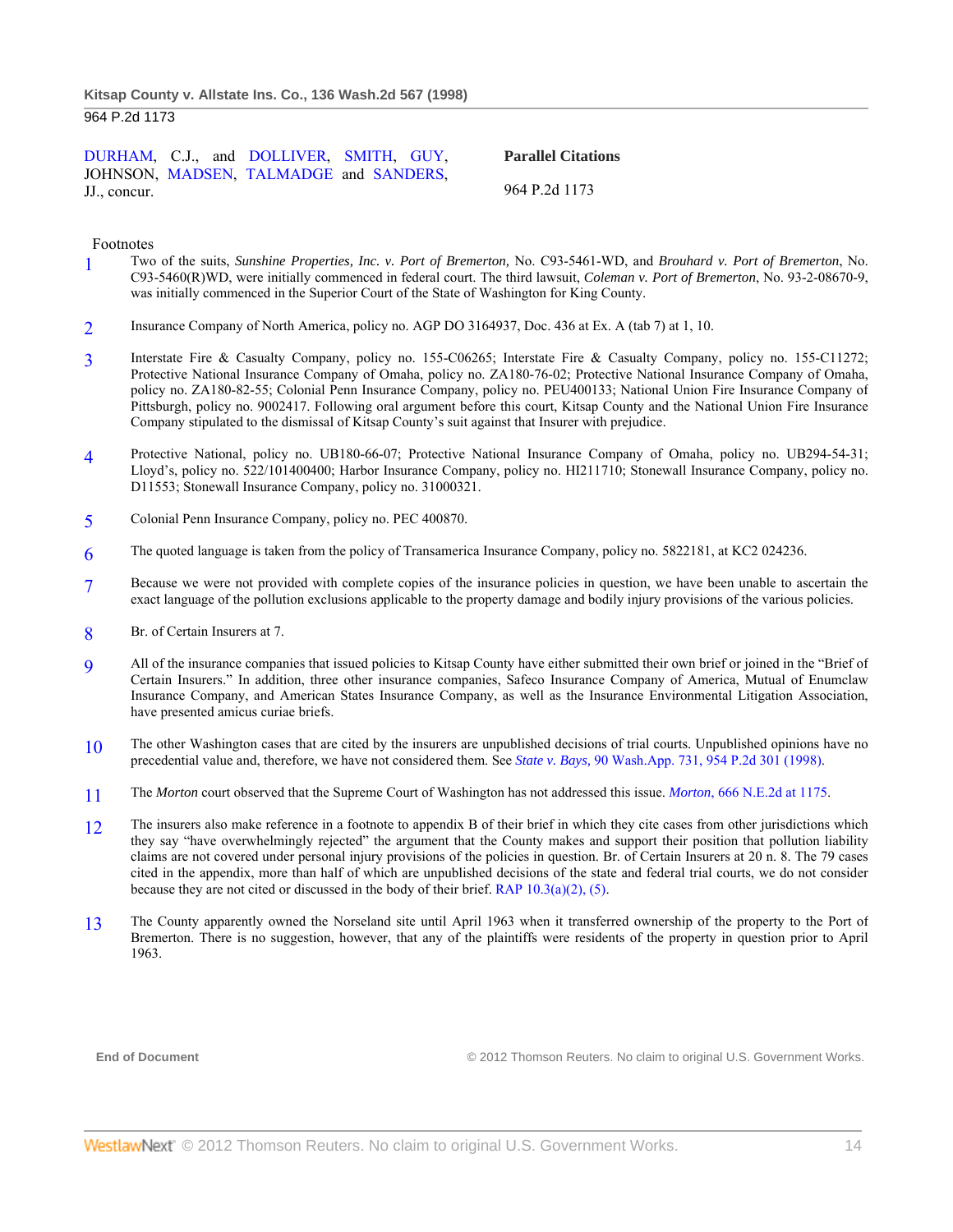DURHAM, C.J., and DOLLIVER, SMITH, GUY, JOHNSON, MADSEN, TALMADGE and SANDERS, JJ., concur.

**Parallel Citations**

964 P.2d 1173

Footnotes

1. Two of the suits, *Sunshine Properties, Inc. v. Port of Bremerton,* No. C93-5461-WD, and *Brouhard v. Port of Bremerton*, No. C93-5460(R)WD, were initially commenced in federal court. The third lawsuit, *Coleman v. Port of Bremerton*, No. 93-2-08670-9, was initially commenced in the Superior Court of the State of Washington for King County.

2. Insurance Company of North America, policy no. AGP DO 3164937, Doc. 436 at Ex. A (tab 7) at 1, 10.

3. Interstate Fire & Casualty Company, policy no. 155-C06265; Interstate Fire & Casualty Company, policy no. 155-C11272; Protective National Insurance Company of Omaha, policy no. ZA180-76-02; Protective National Insurance Company of Omaha, policy no. ZA180-82-55; Colonial Penn Insurance Company, policy no. PEU400133; National Union Fire Insurance Company of Pittsburgh, policy no. 9002417. Following oral argument before this court, Kitsap County and the National Union Fire Insurance Company stipulated to the dismissal of Kitsap County's suit against that Insurer with prejudice.

4. Protective National, policy no. UB180-66-07; Protective National Insurance Company of Omaha, policy no. UB294-54-31; Lloyd's, policy no. 522/101400400; Harbor Insurance Company, policy no. HI211710; Stonewall Insurance Company, policy no. D11553; Stonewall Insurance Company, policy no. 31000321.

5. Colonial Penn Insurance Company, policy no. PEC 400870.

6. The quoted language is taken from the policy of Transamerica Insurance Company, policy no. 5822181, at KC2 024236.

7. Because we were not provided with complete copies of the insurance policies in question, we have been unable to ascertain the exact language of the pollution exclusions applicable to the property damage and bodily injury provisions of the various policies.

8. Br. of Certain Insurers at 7.

9. All of the insurance companies that issued policies to Kitsap County have either submitted their own brief or joined in the "Brief of Certain Insurers." In addition, three other insurance companies, Safeco Insurance Company of America, Mutual of Enumclaw Insurance Company, and American States Insurance Company, as well as the Insurance Environmental Litigation Association, have presented amicus curiae briefs.

10. The other Washington cases that are cited by the insurers are unpublished decisions of trial courts. Unpublished opinions have no precedential value and, therefore, we have not considered them. See *State v. Bays,* 90 Wash.App. 731, 954 P.2d 301 (1998).

11. The *Morton* court observed that the Supreme Court of Washington has not addressed this issue. *Morton*, 666 N.E.2d at 1175.

12. The insurers also make reference in a footnote to appendix B of their brief in which they cite cases from other jurisdictions which they say "have overwhelmingly rejected" the argument that the County makes and support their position that pollution liability claims are not covered under personal injury provisions of the policies in question. Br. of Certain Insurers at 20 n. 8. The 79 cases cited in the appendix, more than half of which are unpublished decisions of the state and federal trial courts, we do not consider because they are not cited or discussed in the body of their brief. RAP 10.3(a)(2), (5).

13. The County apparently owned the Norseland site until April 1963 when it transferred ownership of the property to the Port of Bremerton. There is no suggestion, however, that any of the plaintiffs were residents of the property in question prior to April 1963.

End of Document © 2012 Thomson Reuters. No claim to original U.S. Government Works.